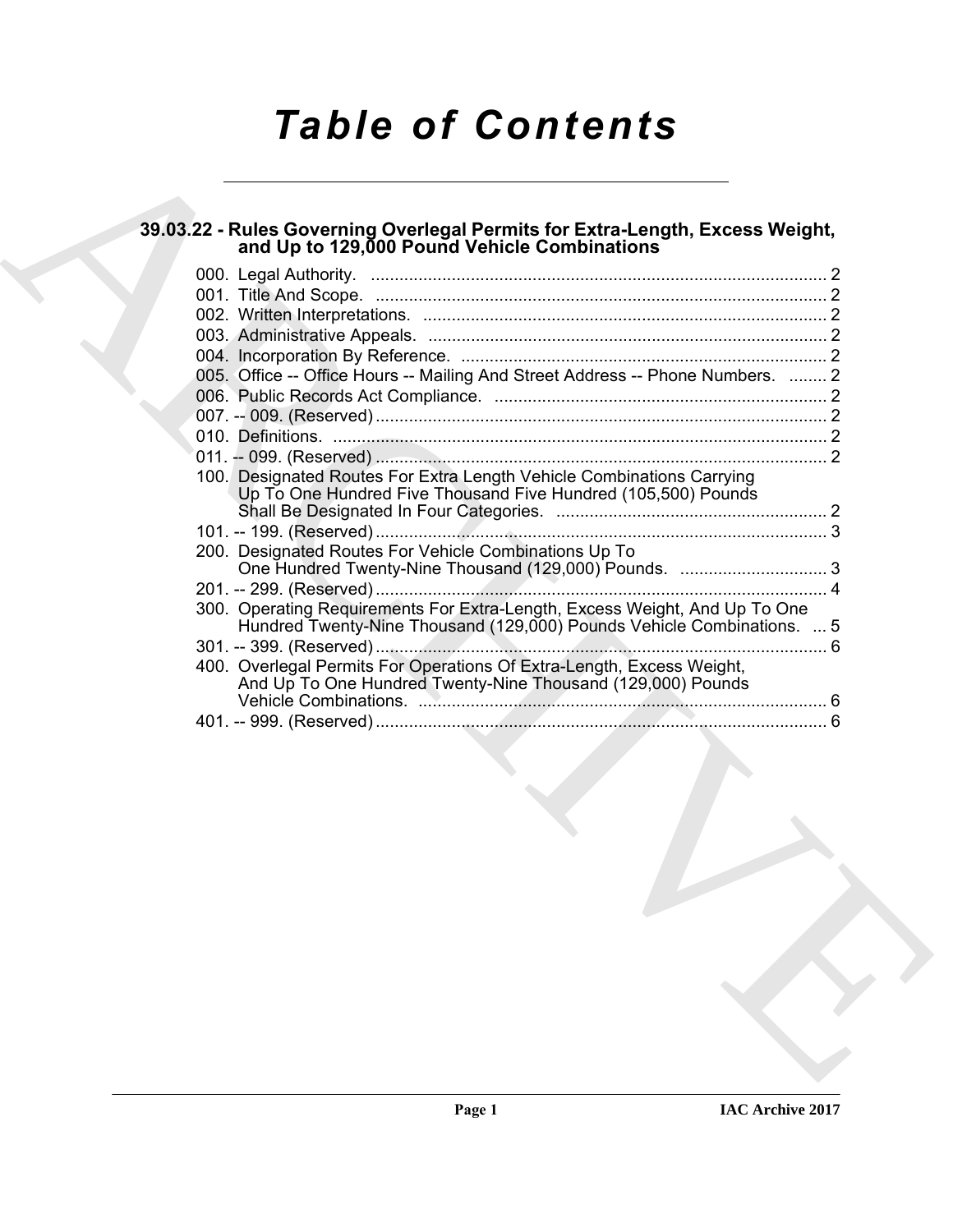# Table of Contents

## 39.03.22 - Rules Governing Overlegal Permits for Extra-Length, Excess Weight, and Up to 129,000 Pound Vehicle Combinations

000. Legal Authority. ................................................................................................ 2
001. Title And Scope. ............................................................................................... 2
002. Written Interpretations. ..................................................................................... 2
003. Administrative Appeals. .................................................................................... 2
004. Incorporation By Reference. ............................................................................. 2
005. Office -- Office Hours -- Mailing And Street Address -- Phone Numbers. ........ 2
006. Public Records Act Compliance. ...................................................................... 2
007. -- 009. (Reserved) ............................................................................................... 2
010. Definitions. ........................................................................................................ 2
011. -- 099. (Reserved) ............................................................................................... 2
100. Designated Routes For Extra Length Vehicle Combinations Carrying Up To One Hundred Five Thousand Five Hundred (105,500) Pounds Shall Be Designated In Four Categories. ......................................................... 2
101. -- 199. (Reserved) ............................................................................................... 3
200. Designated Routes For Vehicle Combinations Up To One Hundred Twenty-Nine Thousand (129,000) Pounds. ............................... 3
201. -- 299. (Reserved) ............................................................................................... 4
300. Operating Requirements For Extra-Length, Excess Weight, And Up To One Hundred Twenty-Nine Thousand (129,000) Pounds Vehicle Combinations. ... 5
301. -- 399. (Reserved) ............................................................................................... 6
400. Overlegal Permits For Operations Of Extra-Length, Excess Weight, And Up To One Hundred Twenty-Nine Thousand (129,000) Pounds Vehicle Combinations. ...................................................................................... 6
401. -- 999. (Reserved) ............................................................................................... 6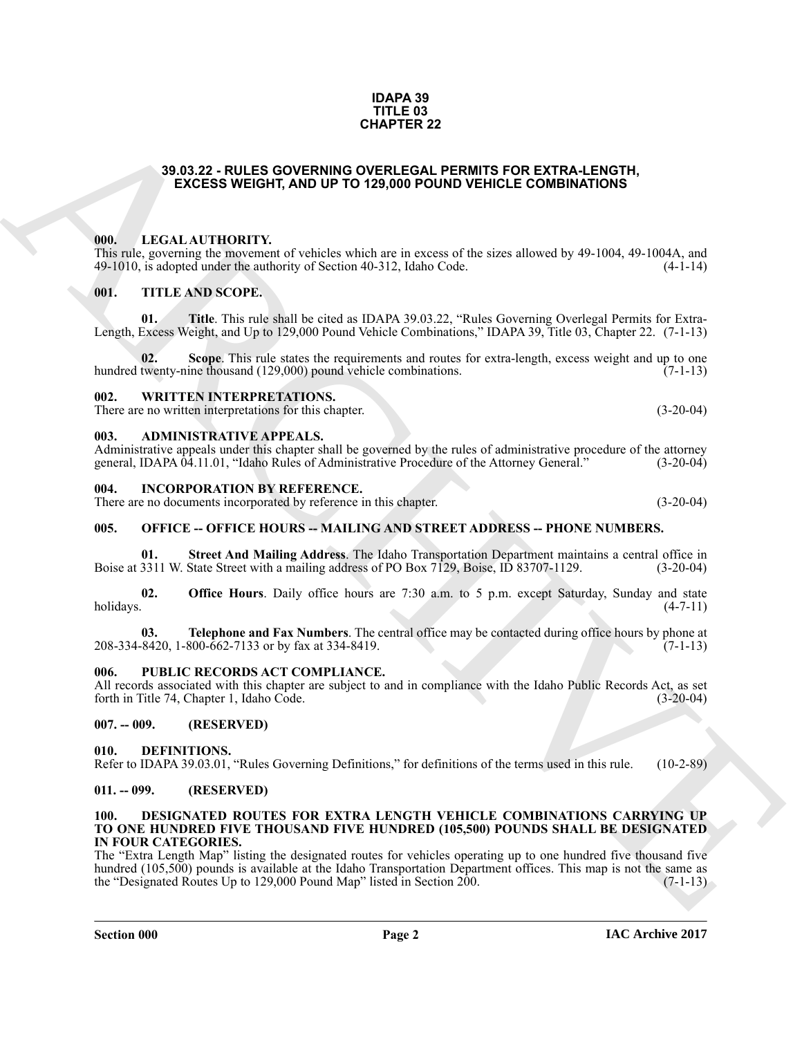**IDAPA 39**
**TITLE 03**
**CHAPTER 22**

# 39.03.22 - RULES GOVERNING OVERLEGAL PERMITS FOR EXTRA-LENGTH, EXCESS WEIGHT, AND UP TO 129,000 POUND VEHICLE COMBINATIONS

## 000. LEGAL AUTHORITY.

This rule, governing the movement of vehicles which are in excess of the sizes allowed by 49-1004, 49-1004A, and 49-1010, is adopted under the authority of Section 40-312, Idaho Code. (4-1-14)

## 001. TITLE AND SCOPE.

**01. Title**. This rule shall be cited as IDAPA 39.03.22, "Rules Governing Overlegal Permits for Extra-Length, Excess Weight, and Up to 129,000 Pound Vehicle Combinations," IDAPA 39, Title 03, Chapter 22. (7-1-13)

**02. Scope**. This rule states the requirements and routes for extra-length, excess weight and up to one hundred twenty-nine thousand (129,000) pound vehicle combinations. (7-1-13)

## 002. WRITTEN INTERPRETATIONS.

There are no written interpretations for this chapter. (3-20-04)

## 003. ADMINISTRATIVE APPEALS.

Administrative appeals under this chapter shall be governed by the rules of administrative procedure of the attorney general, IDAPA 04.11.01, "Idaho Rules of Administrative Procedure of the Attorney General." (3-20-04)

## 004. INCORPORATION BY REFERENCE.

There are no documents incorporated by reference in this chapter. (3-20-04)

## 005. OFFICE -- OFFICE HOURS -- MAILING AND STREET ADDRESS -- PHONE NUMBERS.

**01. Street And Mailing Address**. The Idaho Transportation Department maintains a central office in Boise at 3311 W. State Street with a mailing address of PO Box 7129, Boise, ID 83707-1129. (3-20-04)

**02. Office Hours**. Daily office hours are 7:30 a.m. to 5 p.m. except Saturday, Sunday and state holidays. (4-7-11)

**03. Telephone and Fax Numbers**. The central office may be contacted during office hours by phone at 208-334-8420, 1-800-662-7133 or by fax at 334-8419. (7-1-13)

## 006. PUBLIC RECORDS ACT COMPLIANCE.

All records associated with this chapter are subject to and in compliance with the Idaho Public Records Act, as set forth in Title 74, Chapter 1, Idaho Code. (3-20-04)

## 007. -- 009. (RESERVED)

## 010. DEFINITIONS.

Refer to IDAPA 39.03.01, "Rules Governing Definitions," for definitions of the terms used in this rule. (10-2-89)

## 011. -- 099. (RESERVED)

## 100. DESIGNATED ROUTES FOR EXTRA LENGTH VEHICLE COMBINATIONS CARRYING UP TO ONE HUNDRED FIVE THOUSAND FIVE HUNDRED (105,500) POUNDS SHALL BE DESIGNATED IN FOUR CATEGORIES.

The "Extra Length Map" listing the designated routes for vehicles operating up to one hundred five thousand five hundred (105,500) pounds is available at the Idaho Transportation Department offices. This map is not the same as the "Designated Routes Up to 129,000 Pound Map" listed in Section 200. (7-1-13)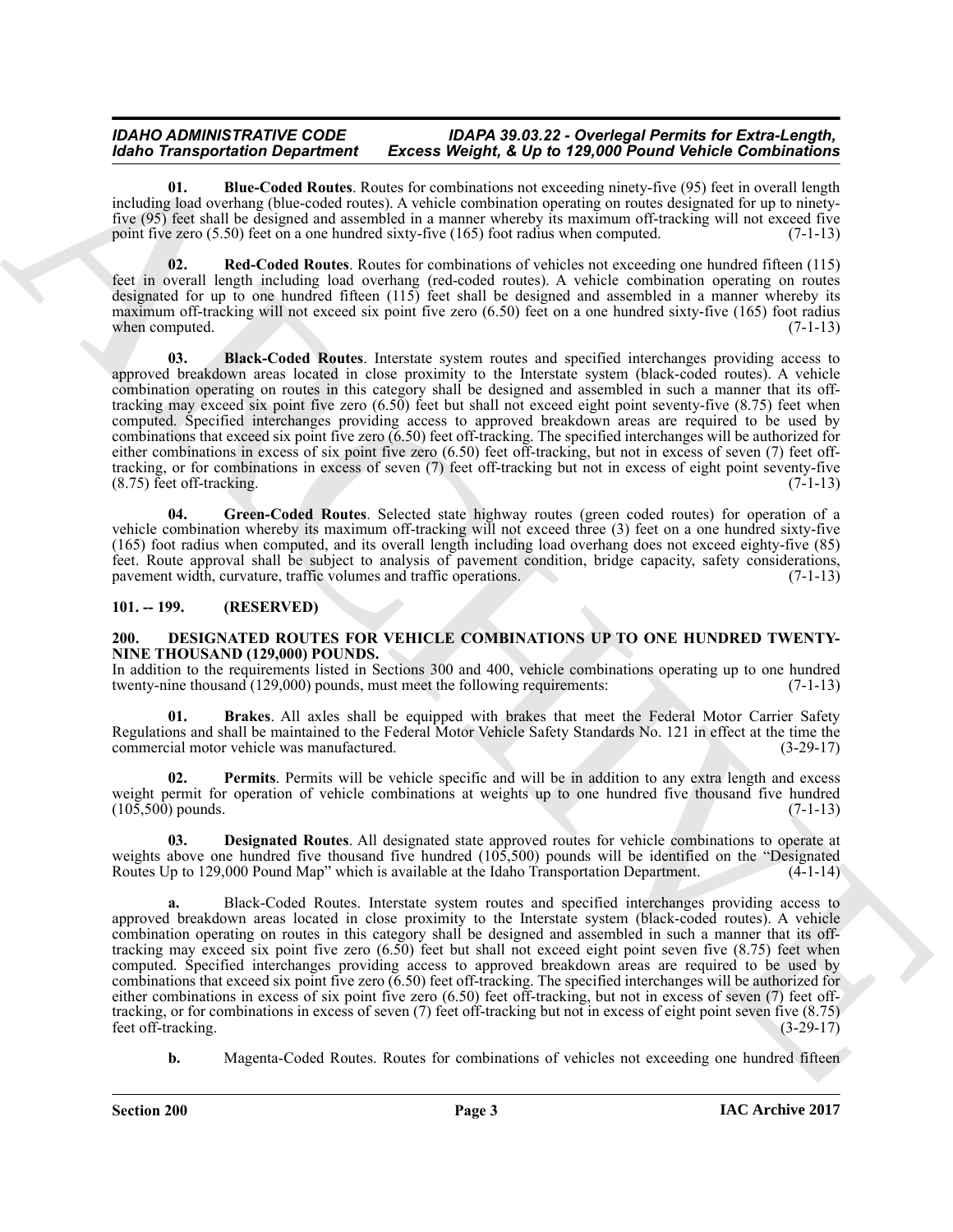**01. Blue-Coded Routes**. Routes for combinations not exceeding ninety-five (95) feet in overall length including load overhang (blue-coded routes). A vehicle combination operating on routes designated for up to ninety-five (95) feet shall be designed and assembled in a manner whereby its maximum off-tracking will not exceed five point five zero (5.50) feet on a one hundred sixty-five (165) foot radius when computed. (7-1-13)

**02. Red-Coded Routes**. Routes for combinations of vehicles not exceeding one hundred fifteen (115) feet in overall length including load overhang (red-coded routes). A vehicle combination operating on routes designated for up to one hundred fifteen (115) feet shall be designed and assembled in a manner whereby its maximum off-tracking will not exceed six point five zero (6.50) feet on a one hundred sixty-five (165) foot radius when computed. (7-1-13)

**03. Black-Coded Routes**. Interstate system routes and specified interchanges providing access to approved breakdown areas located in close proximity to the Interstate system (black-coded routes). A vehicle combination operating on routes in this category shall be designed and assembled in such a manner that its off-tracking may exceed six point five zero (6.50) feet but shall not exceed eight point seventy-five (8.75) feet when computed. Specified interchanges providing access to approved breakdown areas are required to be used by combinations that exceed six point five zero (6.50) feet off-tracking. The specified interchanges will be authorized for either combinations in excess of six point five zero (6.50) feet off-tracking, but not in excess of seven (7) feet off-tracking, or for combinations in excess of seven (7) feet off-tracking but not in excess of eight point seventy-five (8.75) feet off-tracking. (7-1-13)

**04. Green-Coded Routes**. Selected state highway routes (green coded routes) for operation of a vehicle combination whereby its maximum off-tracking will not exceed three (3) feet on a one hundred sixty-five (165) foot radius when computed, and its overall length including load overhang does not exceed eighty-five (85) feet. Route approval shall be subject to analysis of pavement condition, bridge capacity, safety considerations, pavement width, curvature, traffic volumes and traffic operations. (7-1-13)

## 101. -- 199. (RESERVED)

## 200. DESIGNATED ROUTES FOR VEHICLE COMBINATIONS UP TO ONE HUNDRED TWENTY-NINE THOUSAND (129,000) POUNDS.

In addition to the requirements listed in Sections 300 and 400, vehicle combinations operating up to one hundred twenty-nine thousand (129,000) pounds, must meet the following requirements: (7-1-13)

**01. Brakes**. All axles shall be equipped with brakes that meet the Federal Motor Carrier Safety Regulations and shall be maintained to the Federal Motor Vehicle Safety Standards No. 121 in effect at the time the commercial motor vehicle was manufactured. (3-29-17)

**02. Permits**. Permits will be vehicle specific and will be in addition to any extra length and excess weight permit for operation of vehicle combinations at weights up to one hundred five thousand five hundred (105,500) pounds. (7-1-13)

**03. Designated Routes**. All designated state approved routes for vehicle combinations to operate at weights above one hundred five thousand five hundred (105,500) pounds will be identified on the "Designated Routes Up to 129,000 Pound Map" which is available at the Idaho Transportation Department. (4-1-14)

**a.** Black-Coded Routes. Interstate system routes and specified interchanges providing access to approved breakdown areas located in close proximity to the Interstate system (black-coded routes). A vehicle combination operating on routes in this category shall be designed and assembled in such a manner that its off-tracking may exceed six point five zero (6.50) feet but shall not exceed eight point seven five (8.75) feet when computed. Specified interchanges providing access to approved breakdown areas are required to be used by combinations that exceed six point five zero (6.50) feet off-tracking. The specified interchanges will be authorized for either combinations in excess of six point five zero (6.50) feet off-tracking, but not in excess of seven (7) feet off-tracking, or for combinations in excess of seven (7) feet off-tracking but not in excess of eight point seven five (8.75) feet off-tracking. (3-29-17)

**b.** Magenta-Coded Routes. Routes for combinations of vehicles not exceeding one hundred fifteen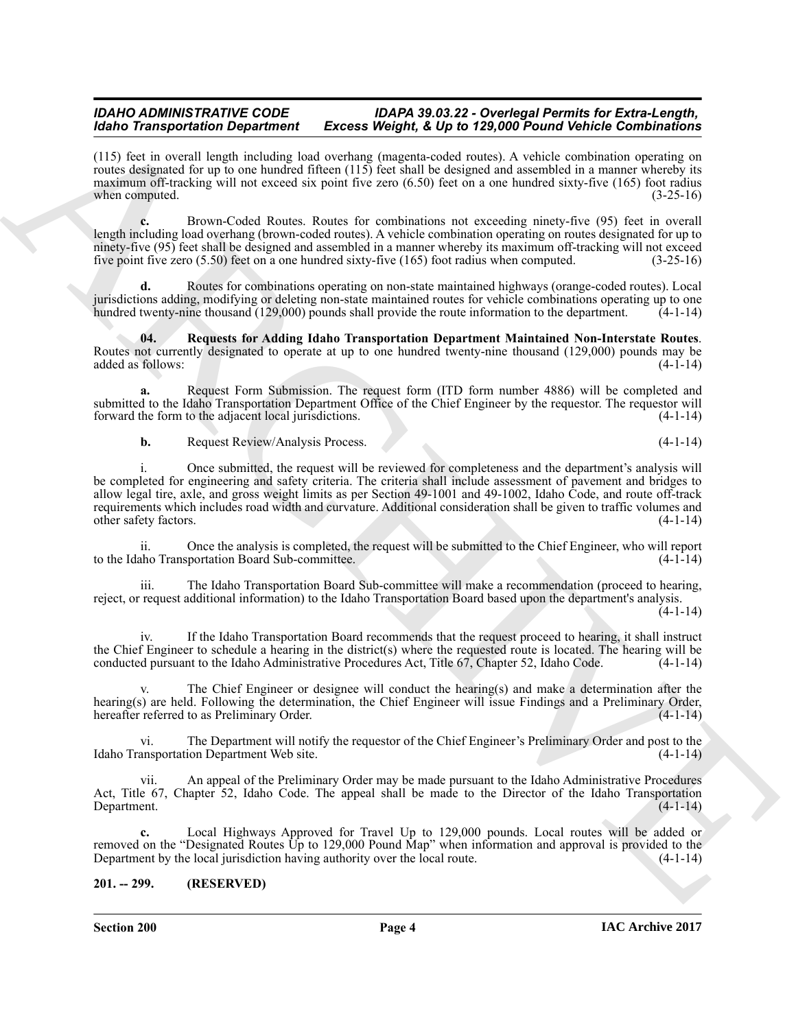(115) feet in overall length including load overhang (magenta-coded routes). A vehicle combination operating on routes designated for up to one hundred fifteen (115) feet shall be designed and assembled in a manner whereby its maximum off-tracking will not exceed six point five zero (6.50) feet on a one hundred sixty-five (165) foot radius when computed. (3-25-16)

**c.** Brown-Coded Routes. Routes for combinations not exceeding ninety-five (95) feet in overall length including load overhang (brown-coded routes). A vehicle combination operating on routes designated for up to ninety-five (95) feet shall be designed and assembled in a manner whereby its maximum off-tracking will not exceed five point five zero (5.50) feet on a one hundred sixty-five (165) foot radius when computed. (3-25-16)

**d.** Routes for combinations operating on non-state maintained highways (orange-coded routes). Local jurisdictions adding, modifying or deleting non-state maintained routes for vehicle combinations operating up to one hundred twenty-nine thousand (129,000) pounds shall provide the route information to the department. (4-1-14)

**04. Requests for Adding Idaho Transportation Department Maintained Non-Interstate Routes**. Routes not currently designated to operate at up to one hundred twenty-nine thousand (129,000) pounds may be added as follows: (4-1-14)

**a.** Request Form Submission. The request form (ITD form number 4886) will be completed and submitted to the Idaho Transportation Department Office of the Chief Engineer by the requestor. The requestor will forward the form to the adjacent local jurisdictions. (4-1-14)

**b.** Request Review/Analysis Process. (4-1-14)

i. Once submitted, the request will be reviewed for completeness and the department's analysis will be completed for engineering and safety criteria. The criteria shall include assessment of pavement and bridges to allow legal tire, axle, and gross weight limits as per Section 49-1001 and 49-1002, Idaho Code, and route off-track requirements which includes road width and curvature. Additional consideration shall be given to traffic volumes and other safety factors. (4-1-14)

ii. Once the analysis is completed, the request will be submitted to the Chief Engineer, who will report to the Idaho Transportation Board Sub-committee. (4-1-14)

iii. The Idaho Transportation Board Sub-committee will make a recommendation (proceed to hearing, reject, or request additional information) to the Idaho Transportation Board based upon the department's analysis. (4-1-14)

iv. If the Idaho Transportation Board recommends that the request proceed to hearing, it shall instruct the Chief Engineer to schedule a hearing in the district(s) where the requested route is located. The hearing will be conducted pursuant to the Idaho Administrative Procedures Act, Title 67, Chapter 52, Idaho Code. (4-1-14)

v. The Chief Engineer or designee will conduct the hearing(s) and make a determination after the hearing(s) are held. Following the determination, the Chief Engineer will issue Findings and a Preliminary Order, hereafter referred to as Preliminary Order. (4-1-14)

vi. The Department will notify the requestor of the Chief Engineer's Preliminary Order and post to the Idaho Transportation Department Web site. (4-1-14)

vii. An appeal of the Preliminary Order may be made pursuant to the Idaho Administrative Procedures Act, Title 67, Chapter 52, Idaho Code. The appeal shall be made to the Director of the Idaho Transportation Department. (4-1-14)

**c.** Local Highways Approved for Travel Up to 129,000 pounds. Local routes will be added or removed on the "Designated Routes Up to 129,000 Pound Map" when information and approval is provided to the Department by the local jurisdiction having authority over the local route. (4-1-14)

**201. -- 299. (RESERVED)**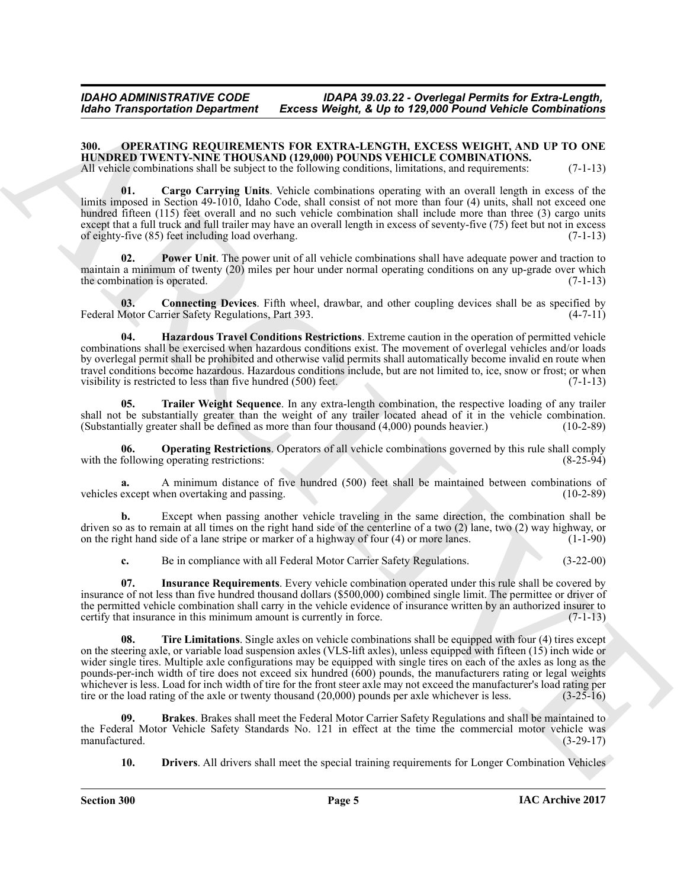## 300. OPERATING REQUIREMENTS FOR EXTRA-LENGTH, EXCESS WEIGHT, AND UP TO ONE HUNDRED TWENTY-NINE THOUSAND (129,000) POUNDS VEHICLE COMBINATIONS.

All vehicle combinations shall be subject to the following conditions, limitations, and requirements: (7-1-13)

**01. Cargo Carrying Units**. Vehicle combinations operating with an overall length in excess of the limits imposed in Section 49-1010, Idaho Code, shall consist of not more than four (4) units, shall not exceed one hundred fifteen (115) feet overall and no such vehicle combination shall include more than three (3) cargo units except that a full truck and full trailer may have an overall length in excess of seventy-five (75) feet but not in excess of eighty-five (85) feet including load overhang. (7-1-13)

**02. Power Unit**. The power unit of all vehicle combinations shall have adequate power and traction to maintain a minimum of twenty (20) miles per hour under normal operating conditions on any up-grade over which the combination is operated. (7-1-13)

**03. Connecting Devices**. Fifth wheel, drawbar, and other coupling devices shall be as specified by Federal Motor Carrier Safety Regulations, Part 393. (4-7-11)

**04. Hazardous Travel Conditions Restrictions**. Extreme caution in the operation of permitted vehicle combinations shall be exercised when hazardous conditions exist. The movement of overlegal vehicles and/or loads by overlegal permit shall be prohibited and otherwise valid permits shall automatically become invalid en route when travel conditions become hazardous. Hazardous conditions include, but are not limited to, ice, snow or frost; or when visibility is restricted to less than five hundred (500) feet. (7-1-13)

**05. Trailer Weight Sequence**. In any extra-length combination, the respective loading of any trailer shall not be substantially greater than the weight of any trailer located ahead of it in the vehicle combination. (Substantially greater shall be defined as more than four thousand (4,000) pounds heavier.) (10-2-89)

**06. Operating Restrictions**. Operators of all vehicle combinations governed by this rule shall comply with the following operating restrictions: (8-25-94)

**a.** A minimum distance of five hundred (500) feet shall be maintained between combinations of vehicles except when overtaking and passing. (10-2-89)

**b.** Except when passing another vehicle traveling in the same direction, the combination shall be driven so as to remain at all times on the right hand side of the centerline of a two (2) lane, two (2) way highway, or on the right hand side of a lane stripe or marker of a highway of four (4) or more lanes. (1-1-90)

**c.** Be in compliance with all Federal Motor Carrier Safety Regulations. (3-22-00)

**07. Insurance Requirements**. Every vehicle combination operated under this rule shall be covered by insurance of not less than five hundred thousand dollars ($500,000) combined single limit. The permittee or driver of the permitted vehicle combination shall carry in the vehicle evidence of insurance written by an authorized insurer to certify that insurance in this minimum amount is currently in force. (7-1-13)

**08. Tire Limitations**. Single axles on vehicle combinations shall be equipped with four (4) tires except on the steering axle, or variable load suspension axles (VLS-lift axles), unless equipped with fifteen (15) inch wide or wider single tires. Multiple axle configurations may be equipped with single tires on each of the axles as long as the pounds-per-inch width of tire does not exceed six hundred (600) pounds, the manufacturers rating or legal weights whichever is less. Load for inch width of tire for the front steer axle may not exceed the manufacturer's load rating per tire or the load rating of the axle or twenty thousand (20,000) pounds per axle whichever is less. (3-25-16)

**09. Brakes**. Brakes shall meet the Federal Motor Carrier Safety Regulations and shall be maintained to the Federal Motor Vehicle Safety Standards No. 121 in effect at the time the commercial motor vehicle was manufactured. (3-29-17)

**10. Drivers**. All drivers shall meet the special training requirements for Longer Combination Vehicles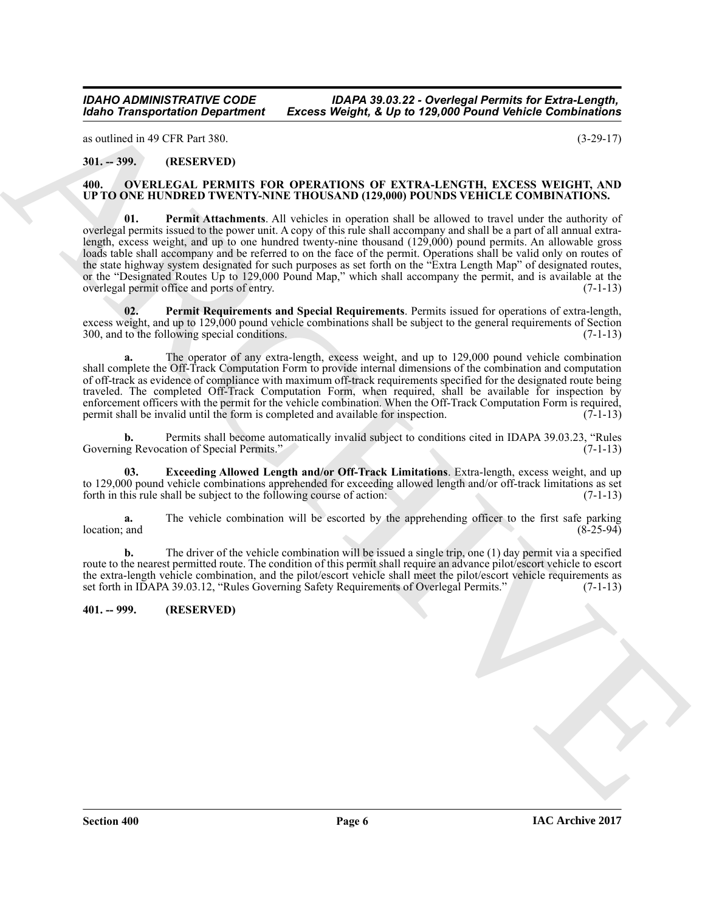as outlined in 49 CFR Part 380. (3-29-17)

**301. -- 399. (RESERVED)**

## 400. OVERLEGAL PERMITS FOR OPERATIONS OF EXTRA-LENGTH, EXCESS WEIGHT, AND UP TO ONE HUNDRED TWENTY-NINE THOUSAND (129,000) POUNDS VEHICLE COMBINATIONS.

**01. Permit Attachments**. All vehicles in operation shall be allowed to travel under the authority of overlegal permits issued to the power unit. A copy of this rule shall accompany and shall be a part of all annual extra-length, excess weight, and up to one hundred twenty-nine thousand (129,000) pound permits. An allowable gross loads table shall accompany and be referred to on the face of the permit. Operations shall be valid only on routes of the state highway system designated for such purposes as set forth on the "Extra Length Map" of designated routes, or the "Designated Routes Up to 129,000 Pound Map," which shall accompany the permit, and is available at the overlegal permit office and ports of entry. (7-1-13)

**02. Permit Requirements and Special Requirements**. Permits issued for operations of extra-length, excess weight, and up to 129,000 pound vehicle combinations shall be subject to the general requirements of Section 300, and to the following special conditions. (7-1-13)

**a.** The operator of any extra-length, excess weight, and up to 129,000 pound vehicle combination shall complete the Off-Track Computation Form to provide internal dimensions of the combination and computation of off-track as evidence of compliance with maximum off-track requirements specified for the designated route being traveled. The completed Off-Track Computation Form, when required, shall be available for inspection by enforcement officers with the permit for the vehicle combination. When the Off-Track Computation Form is required, permit shall be invalid until the form is completed and available for inspection. (7-1-13)

**b.** Permits shall become automatically invalid subject to conditions cited in IDAPA 39.03.23, "Rules Governing Revocation of Special Permits." (7-1-13)

**03. Exceeding Allowed Length and/or Off-Track Limitations**. Extra-length, excess weight, and up to 129,000 pound vehicle combinations apprehended for exceeding allowed length and/or off-track limitations as set forth in this rule shall be subject to the following course of action: (7-1-13)

**a.** The vehicle combination will be escorted by the apprehending officer to the first safe parking location; and (8-25-94)

**b.** The driver of the vehicle combination will be issued a single trip, one (1) day permit via a specified route to the nearest permitted route. The condition of this permit shall require an advance pilot/escort vehicle to escort the extra-length vehicle combination, and the pilot/escort vehicle shall meet the pilot/escort vehicle requirements as set forth in IDAPA 39.03.12, "Rules Governing Safety Requirements of Overlegal Permits." (7-1-13)

**401. -- 999. (RESERVED)**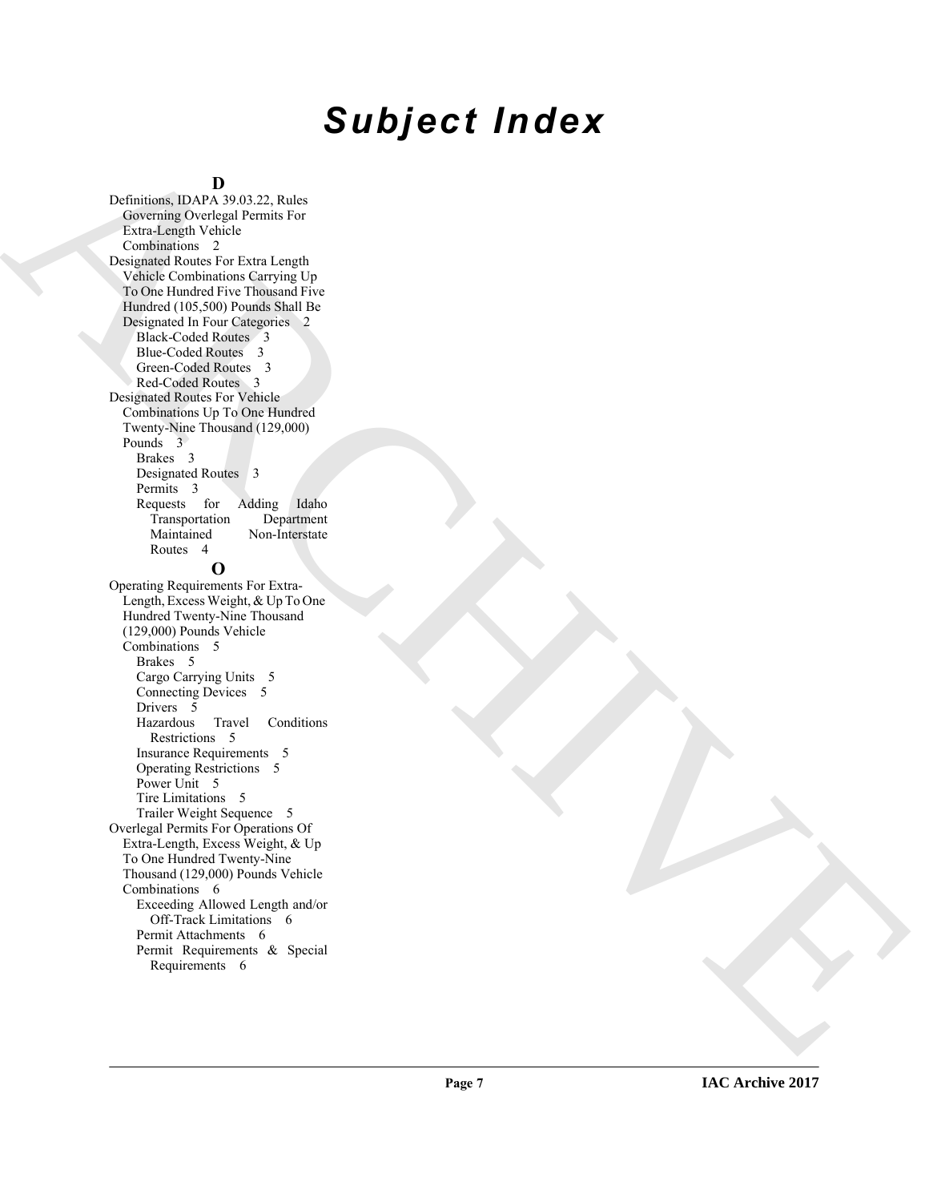# *Subject Index*

## D

Definitions, IDAPA 39.03.22, Rules Governing Overlegal Permits For Extra-Length Vehicle Combinations 2

Designated Routes For Extra Length Vehicle Combinations Carrying Up To One Hundred Five Thousand Five Hundred (105,500) Pounds Shall Be Designated In Four Categories 2
- Black-Coded Routes 3
- Blue-Coded Routes 3
- Green-Coded Routes 3
- Red-Coded Routes 3

Designated Routes For Vehicle Combinations Up To One Hundred Twenty-Nine Thousand (129,000) Pounds 3
- Brakes 3
- Designated Routes 3
- Permits 3
- Requests for Adding Idaho Transportation Department Maintained Non-Interstate Routes 4

## O

Operating Requirements For Extra-Length, Excess Weight, & Up To One Hundred Twenty-Nine Thousand (129,000) Pounds Vehicle Combinations 5
- Brakes 5
- Cargo Carrying Units 5
- Connecting Devices 5
- Drivers 5
- Hazardous Travel Conditions Restrictions 5
- Insurance Requirements 5
- Operating Restrictions 5
- Power Unit 5
- Tire Limitations 5
- Trailer Weight Sequence 5

Overlegal Permits For Operations Of Extra-Length, Excess Weight, & Up To One Hundred Twenty-Nine Thousand (129,000) Pounds Vehicle Combinations 6
- Exceeding Allowed Length and/or Off-Track Limitations 6
- Permit Attachments 6
- Permit Requirements & Special Requirements 6